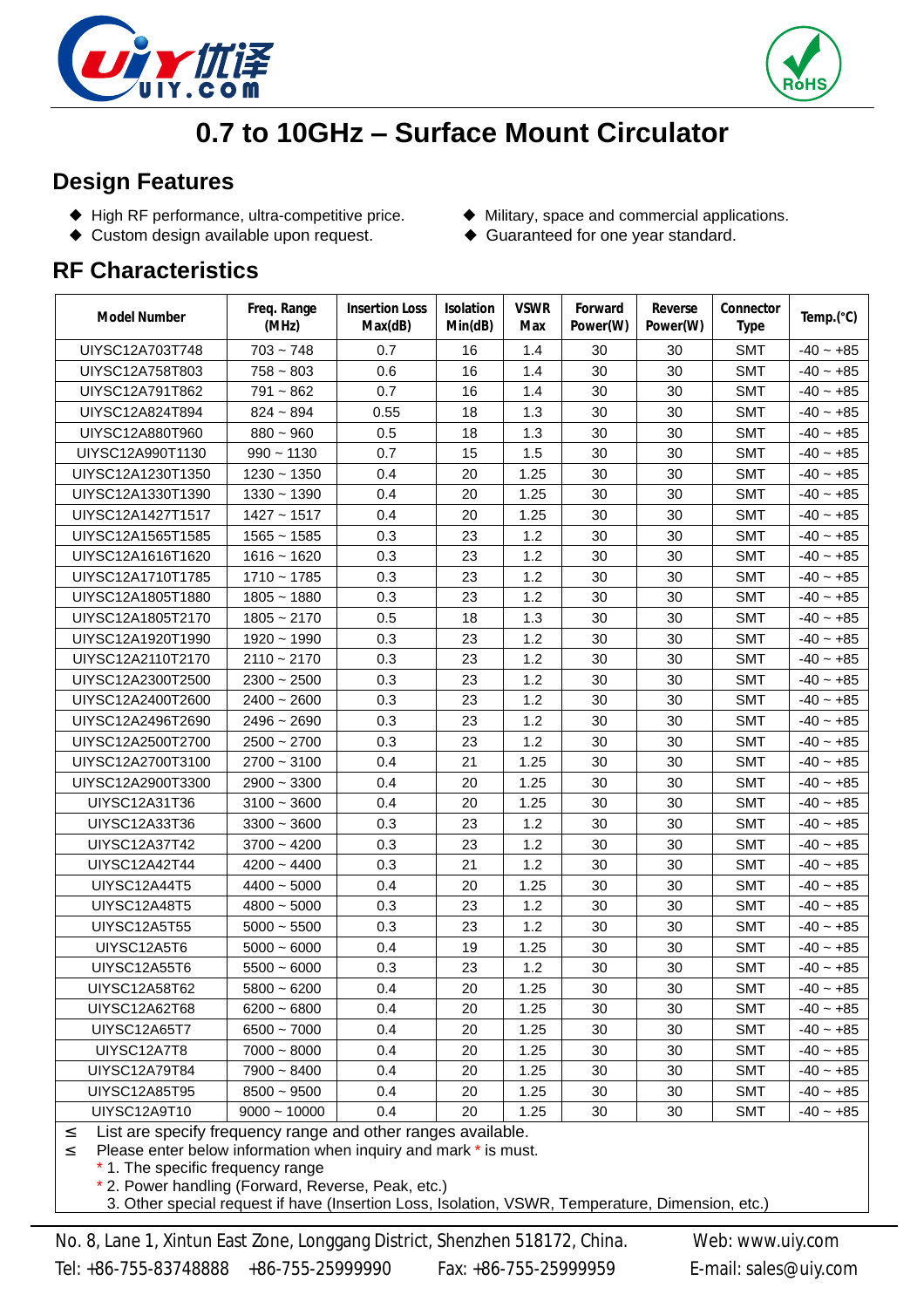# 0.7 to 10GHz – Surface Mount Circulator

## Design Features

- High RF performance, ultra-competitive price.
- Custom design available upon request.
- Military, space and commercial applications.
- Guaranteed for one year standard.

## RF Characteristics

| Model Number | Freq. Range (MHz) | Insertion Loss Max(dB) | Isolation Min(dB) | VSWR Max | Forward Power(W) | Reverse Power(W) | Connector Type | Temp.(°C) |
|---|---|---|---|---|---|---|---|---|
| UIYSC12A703T748 | 703 ~ 748 | 0.7 | 16 | 1.4 | 30 | 30 | SMT | -40 ~ +85 |
| UIYSC12A758T803 | 758 ~ 803 | 0.6 | 16 | 1.4 | 30 | 30 | SMT | -40 ~ +85 |
| UIYSC12A791T862 | 791 ~ 862 | 0.7 | 16 | 1.4 | 30 | 30 | SMT | -40 ~ +85 |
| UIYSC12A824T894 | 824 ~ 894 | 0.55 | 18 | 1.3 | 30 | 30 | SMT | -40 ~ +85 |
| UIYSC12A880T960 | 880 ~ 960 | 0.5 | 18 | 1.3 | 30 | 30 | SMT | -40 ~ +85 |
| UIYSC12A990T1130 | 990 ~ 1130 | 0.7 | 15 | 1.5 | 30 | 30 | SMT | -40 ~ +85 |
| UIYSC12A1230T1350 | 1230 ~ 1350 | 0.4 | 20 | 1.25 | 30 | 30 | SMT | -40 ~ +85 |
| UIYSC12A1330T1390 | 1330 ~ 1390 | 0.4 | 20 | 1.25 | 30 | 30 | SMT | -40 ~ +85 |
| UIYSC12A1427T1517 | 1427 ~ 1517 | 0.4 | 20 | 1.25 | 30 | 30 | SMT | -40 ~ +85 |
| UIYSC12A1565T1585 | 1565 ~ 1585 | 0.3 | 23 | 1.2 | 30 | 30 | SMT | -40 ~ +85 |
| UIYSC12A1616T1620 | 1616 ~ 1620 | 0.3 | 23 | 1.2 | 30 | 30 | SMT | -40 ~ +85 |
| UIYSC12A1710T1785 | 1710 ~ 1785 | 0.3 | 23 | 1.2 | 30 | 30 | SMT | -40 ~ +85 |
| UIYSC12A1805T1880 | 1805 ~ 1880 | 0.3 | 23 | 1.2 | 30 | 30 | SMT | -40 ~ +85 |
| UIYSC12A1805T2170 | 1805 ~ 2170 | 0.5 | 18 | 1.3 | 30 | 30 | SMT | -40 ~ +85 |
| UIYSC12A1920T1990 | 1920 ~ 1990 | 0.3 | 23 | 1.2 | 30 | 30 | SMT | -40 ~ +85 |
| UIYSC12A2110T2170 | 2110 ~ 2170 | 0.3 | 23 | 1.2 | 30 | 30 | SMT | -40 ~ +85 |
| UIYSC12A2300T2500 | 2300 ~ 2500 | 0.3 | 23 | 1.2 | 30 | 30 | SMT | -40 ~ +85 |
| UIYSC12A2400T2600 | 2400 ~ 2600 | 0.3 | 23 | 1.2 | 30 | 30 | SMT | -40 ~ +85 |
| UIYSC12A2496T2690 | 2496 ~ 2690 | 0.3 | 23 | 1.2 | 30 | 30 | SMT | -40 ~ +85 |
| UIYSC12A2500T2700 | 2500 ~ 2700 | 0.3 | 23 | 1.2 | 30 | 30 | SMT | -40 ~ +85 |
| UIYSC12A2700T3100 | 2700 ~ 3100 | 0.4 | 21 | 1.25 | 30 | 30 | SMT | -40 ~ +85 |
| UIYSC12A2900T3300 | 2900 ~ 3300 | 0.4 | 20 | 1.25 | 30 | 30 | SMT | -40 ~ +85 |
| UIYSC12A31T36 | 3100 ~ 3600 | 0.4 | 20 | 1.25 | 30 | 30 | SMT | -40 ~ +85 |
| UIYSC12A33T36 | 3300 ~ 3600 | 0.3 | 23 | 1.2 | 30 | 30 | SMT | -40 ~ +85 |
| UIYSC12A37T42 | 3700 ~ 4200 | 0.3 | 23 | 1.2 | 30 | 30 | SMT | -40 ~ +85 |
| UIYSC12A42T44 | 4200 ~ 4400 | 0.3 | 21 | 1.2 | 30 | 30 | SMT | -40 ~ +85 |
| UIYSC12A44T5 | 4400 ~ 5000 | 0.4 | 20 | 1.25 | 30 | 30 | SMT | -40 ~ +85 |
| UIYSC12A48T5 | 4800 ~ 5000 | 0.3 | 23 | 1.2 | 30 | 30 | SMT | -40 ~ +85 |
| UIYSC12A5T55 | 5000 ~ 5500 | 0.3 | 23 | 1.2 | 30 | 30 | SMT | -40 ~ +85 |
| UIYSC12A5T6 | 5000 ~ 6000 | 0.4 | 19 | 1.25 | 30 | 30 | SMT | -40 ~ +85 |
| UIYSC12A55T6 | 5500 ~ 6000 | 0.3 | 23 | 1.2 | 30 | 30 | SMT | -40 ~ +85 |
| UIYSC12A58T62 | 5800 ~ 6200 | 0.4 | 20 | 1.25 | 30 | 30 | SMT | -40 ~ +85 |
| UIYSC12A62T68 | 6200 ~ 6800 | 0.4 | 20 | 1.25 | 30 | 30 | SMT | -40 ~ +85 |
| UIYSC12A65T7 | 6500 ~ 7000 | 0.4 | 20 | 1.25 | 30 | 30 | SMT | -40 ~ +85 |
| UIYSC12A7T8 | 7000 ~ 8000 | 0.4 | 20 | 1.25 | 30 | 30 | SMT | -40 ~ +85 |
| UIYSC12A79T84 | 7900 ~ 8400 | 0.4 | 20 | 1.25 | 30 | 30 | SMT | -40 ~ +85 |
| UIYSC12A85T95 | 8500 ~ 9500 | 0.4 | 20 | 1.25 | 30 | 30 | SMT | -40 ~ +85 |
| UIYSC12A9T10 | 9000 ~ 10000 | 0.4 | 20 | 1.25 | 30 | 30 | SMT | -40 ~ +85 |

≤ List are specify frequency range and other ranges available.
≤ Please enter below information when inquiry and mark * is must.
  * 1. The specific frequency range
  * 2. Power handling (Forward, Reverse, Peak, etc.)
  3. Other special request if have (Insertion Loss, Isolation, VSWR, Temperature, Dimension, etc.)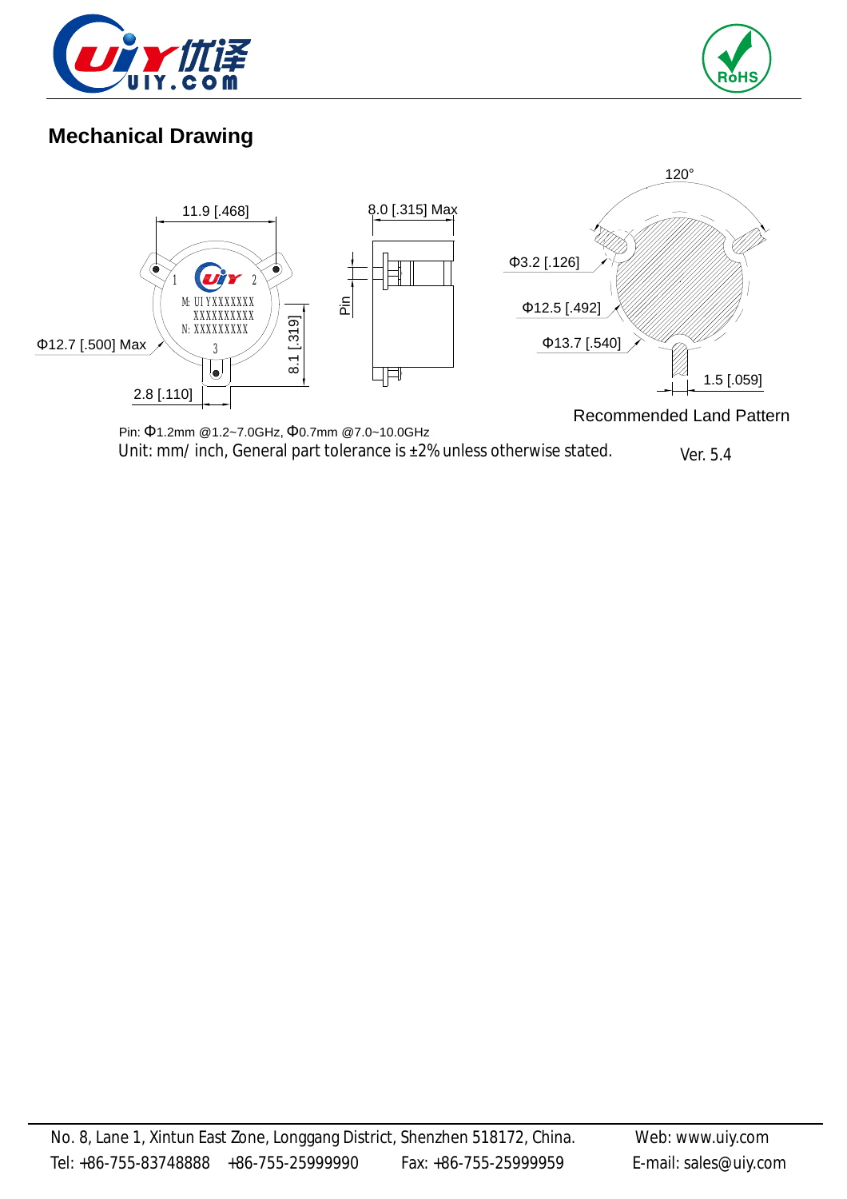## Mechanical Drawing

11.9 [.468]

8.0 [.315] Max

120°

Φ3.2 [.126]

Φ12.5 [.492]

Φ13.7 [.540]

1.5 [.059]

Φ12.7 [.500] Max

2.8 [.110]

8.1 [.319]

Pin

1

2

3

M: UIYXXXXXXX

XXXXXXXXXX

N: XXXXXXXXX

Recommended Land Pattern

Pin: Φ1.2mm @1.2~7.0GHz, Φ0.7mm @7.0~10.0GHz

Unit: mm/ inch, General part tolerance is ±2% unless otherwise stated.

Ver. 5.4

No. 8, Lane 1, Xintun East Zone, Longgang District, Shenzhen 518172, China. Web: www.uiy.com

Tel: +86-755-83748888 +86-755-25999990 Fax: +86-755-25999959 E-mail: sales@uiy.com